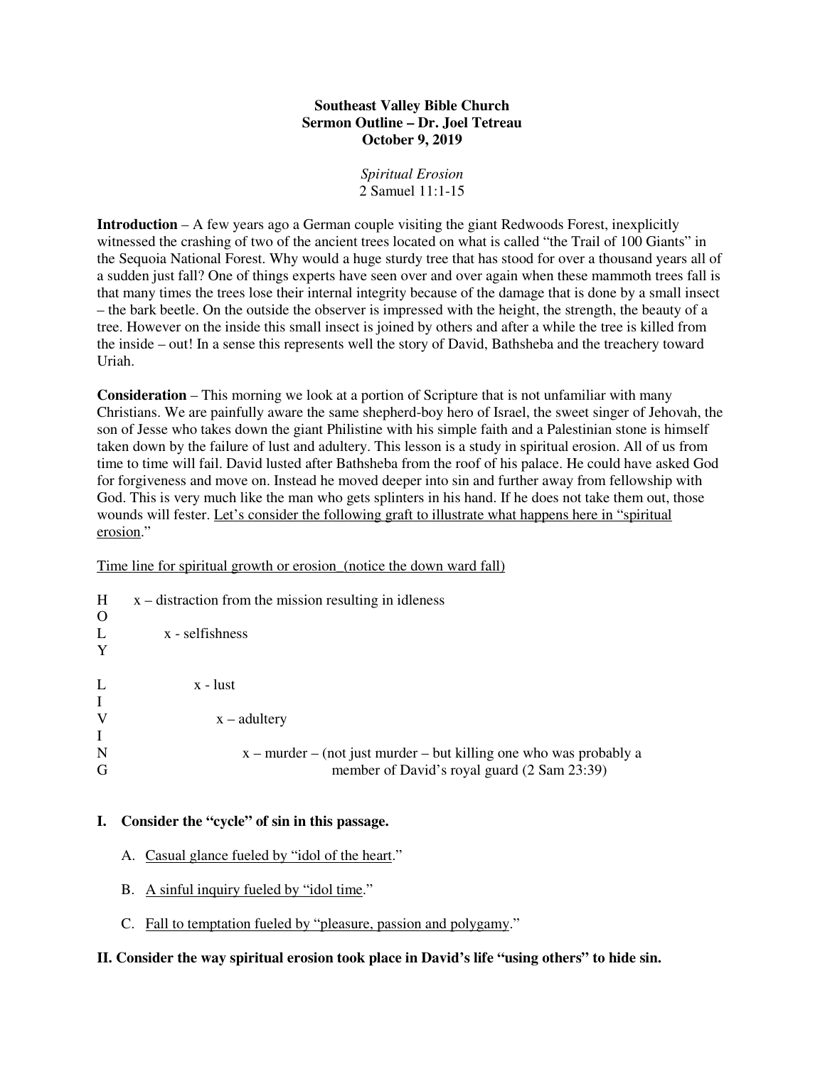**Southeast Valley Bible Church**
**Sermon Outline – Dr. Joel Tetreau**
**October 9, 2019**

*Spiritual Erosion*
2 Samuel 11:1-15

**Introduction** – A few years ago a German couple visiting the giant Redwoods Forest, inexplicitly witnessed the crashing of two of the ancient trees located on what is called "the Trail of 100 Giants" in the Sequoia National Forest. Why would a huge sturdy tree that has stood for over a thousand years all of a sudden just fall? One of things experts have seen over and over again when these mammoth trees fall is that many times the trees lose their internal integrity because of the damage that is done by a small insect – the bark beetle. On the outside the observer is impressed with the height, the strength, the beauty of a tree. However on the inside this small insect is joined by others and after a while the tree is killed from the inside – out! In a sense this represents well the story of David, Bathsheba and the treachery toward Uriah.

**Consideration** – This morning we look at a portion of Scripture that is not unfamiliar with many Christians. We are painfully aware the same shepherd-boy hero of Israel, the sweet singer of Jehovah, the son of Jesse who takes down the giant Philistine with his simple faith and a Palestinian stone is himself taken down by the failure of lust and adultery. This lesson is a study in spiritual erosion. All of us from time to time will fail. David lusted after Bathsheba from the roof of his palace. He could have asked God for forgiveness and move on. Instead he moved deeper into sin and further away from fellowship with God. This is very much like the man who gets splinters in his hand. If he does not take them out, those wounds will fester. Let's consider the following graft to illustrate what happens here in "spiritual erosion."

Time line for spiritual growth or erosion (notice the down ward fall)

```
H    x – distraction from the mission resulting in idleness
O
L        x - selfishness
Y

L              x - lust
I
V                  x – adultery
I
N                       x – murder – (not just murder – but killing one who was probably a
G                                       member of David's royal guard (2 Sam 23:39)
```

**I. Consider the "cycle" of sin in this passage.**

A. Casual glance fueled by "idol of the heart."

B. A sinful inquiry fueled by "idol time."

C. Fall to temptation fueled by "pleasure, passion and polygamy."

**II. Consider the way spiritual erosion took place in David's life "using others" to hide sin.**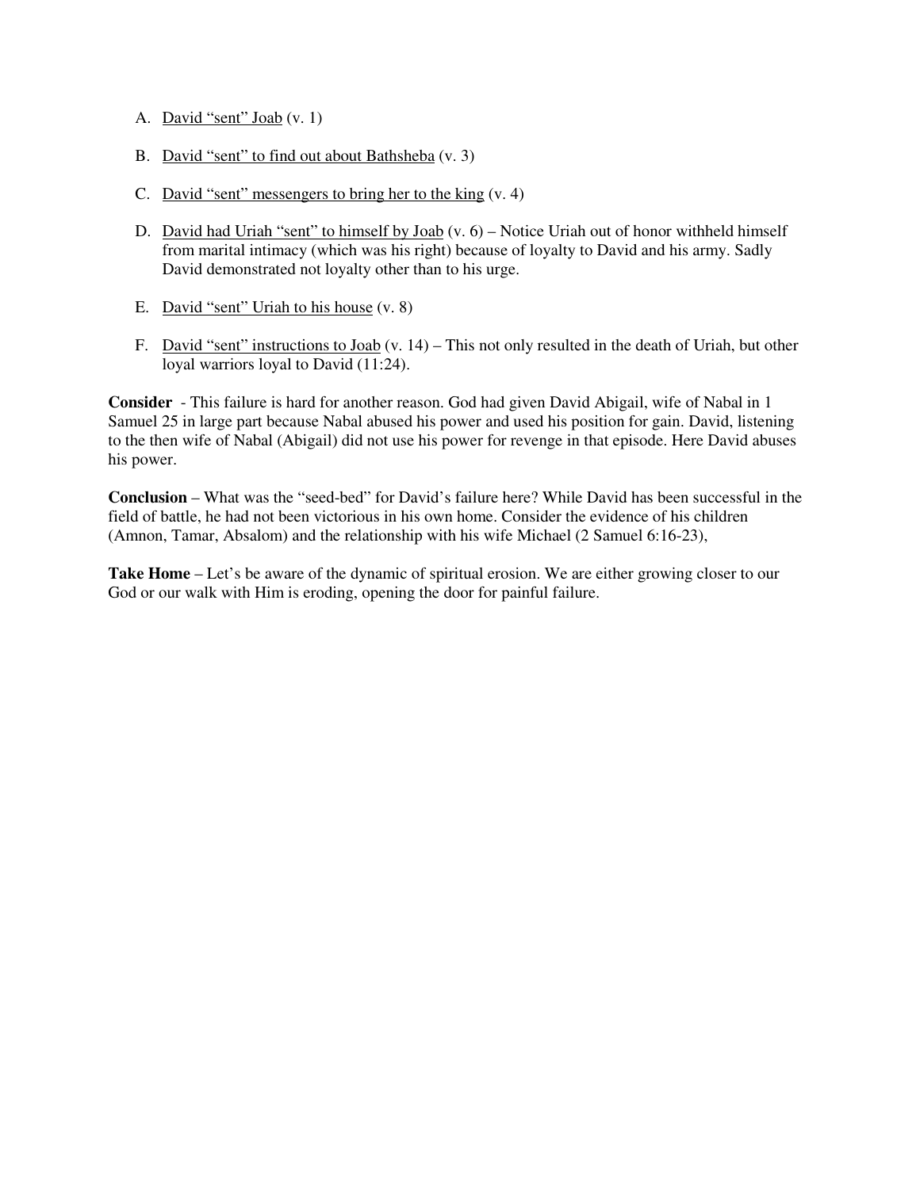A. <u>David "sent" Joab</u> (v. 1)

B. <u>David "sent" to find out about Bathsheba</u> (v. 3)

C. <u>David "sent" messengers to bring her to the king</u> (v. 4)

D. <u>David had Uriah "sent" to himself by Joab</u> (v. 6) – Notice Uriah out of honor withheld himself from marital intimacy (which was his right) because of loyalty to David and his army. Sadly David demonstrated not loyalty other than to his urge.

E. <u>David "sent" Uriah to his house</u> (v. 8)

F. <u>David "sent" instructions to Joab</u> (v. 14) – This not only resulted in the death of Uriah, but other loyal warriors loyal to David (11:24).

**Consider** - This failure is hard for another reason. God had given David Abigail, wife of Nabal in 1 Samuel 25 in large part because Nabal abused his power and used his position for gain. David, listening to the then wife of Nabal (Abigail) did not use his power for revenge in that episode. Here David abuses his power.

**Conclusion** – What was the "seed-bed" for David's failure here? While David has been successful in the field of battle, he had not been victorious in his own home. Consider the evidence of his children (Amnon, Tamar, Absalom) and the relationship with his wife Michael (2 Samuel 6:16-23),

**Take Home** – Let's be aware of the dynamic of spiritual erosion. We are either growing closer to our God or our walk with Him is eroding, opening the door for painful failure.